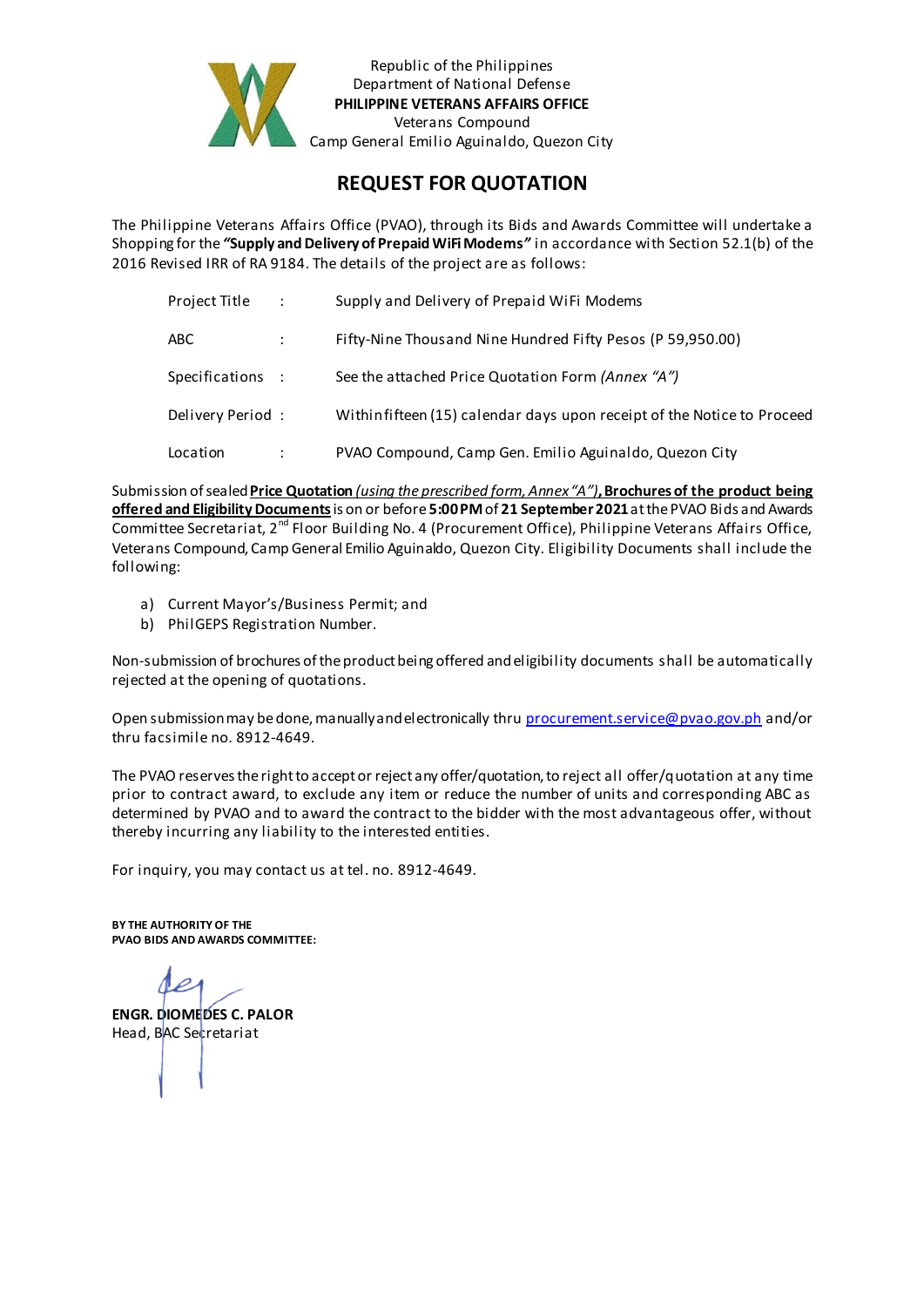Republic of the Philippines
Department of National Defense
**PHILIPPINE VETERANS AFFAIRS OFFICE**
Veterans Compound
Camp General Emilio Aguinaldo, Quezon City

# REQUEST FOR QUOTATION

The Philippine Veterans Affairs Office (PVAO), through its Bids and Awards Committee will undertake a Shopping for the ***"Supply and Delivery of Prepaid WiFi Modems"*** in accordance with Section 52.1(b) of the 2016 Revised IRR of RA 9184. The details of the project are as follows:

| | | |
|---|---|---|
| Project Title | : | Supply and Delivery of Prepaid WiFi Modems |
| ABC | : | Fifty-Nine Thousand Nine Hundred Fifty Pesos (P 59,950.00) |
| Specifications | : | See the attached Price Quotation Form *(Annex "A")* |
| Delivery Period | : | Within fifteen (15) calendar days upon receipt of the Notice to Proceed |
| Location | : | PVAO Compound, Camp Gen. Emilio Aguinaldo, Quezon City |

Submission of sealed **Price Quotation** *(using the prescribed form, Annex "A")*, **Brochures of the product being offered and Eligibility Documents** is on or before **5:00 PM** of **21 September 2021** at the PVAO Bids and Awards Committee Secretariat, 2nd Floor Building No. 4 (Procurement Office), Philippine Veterans Affairs Office, Veterans Compound, Camp General Emilio Aguinaldo, Quezon City. Eligibility Documents shall include the following:

a) Current Mayor's/Business Permit; and
b) PhilGEPS Registration Number.

Non-submission of brochures of the product being offered and eligibility documents shall be automatically rejected at the opening of quotations.

Open submission may be done, manually and electronically thru procurement.service@pvao.gov.ph and/or thru facsimile no. 8912-4649.

The PVAO reserves the right to accept or reject any offer/quotation, to reject all offer/quotation at any time prior to contract award, to exclude any item or reduce the number of units and corresponding ABC as determined by PVAO and to award the contract to the bidder with the most advantageous offer, without thereby incurring any liability to the interested entities.

For inquiry, you may contact us at tel. no. 8912-4649.

**BY THE AUTHORITY OF THE PVAO BIDS AND AWARDS COMMITTEE:**

**ENGR. DIOMEDES C. PALOR**
Head, BAC Secretariat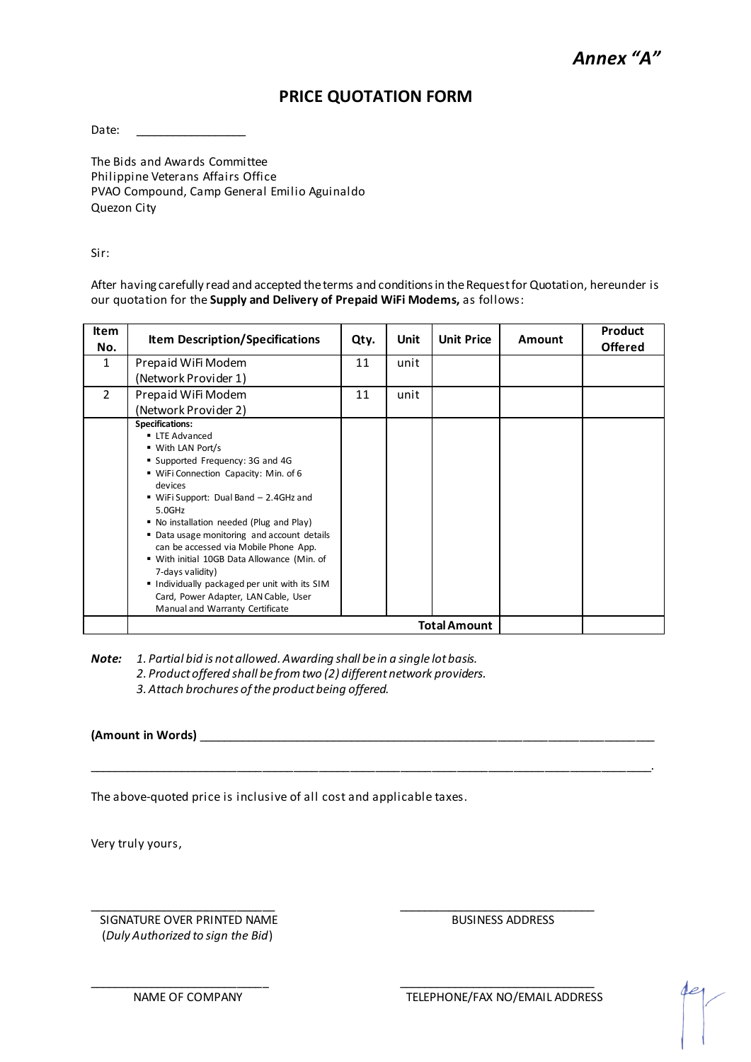*Annex "A"*

# PRICE QUOTATION FORM

Date: _________________

The Bids and Awards Committee
Philippine Veterans Affairs Office
PVAO Compound, Camp General Emilio Aguinaldo
Quezon City

Sir:

After having carefully read and accepted the terms and conditions in the Request for Quotation, hereunder is our quotation for the **Supply and Delivery of Prepaid WiFi Modems,** as follows:

| Item No. | Item Description/Specifications | Qty. | Unit | Unit Price | Amount | Product Offered |
|---|---|---|---|---|---|---|
| 1 | Prepaid WiFi Modem (Network Provider 1) | 11 | unit | | | |
| 2 | Prepaid WiFi Modem (Network Provider 2) | 11 | unit | | | |
| | **Specifications:** <br>▪ LTE Advanced <br>▪ With LAN Port/s <br>▪ Supported Frequency: 3G and 4G <br>▪ WiFi Connection Capacity: Min. of 6 devices <br>▪ WiFi Support: Dual Band – 2.4GHz and 5.0GHz <br>▪ No installation needed (Plug and Play) <br>▪ Data usage monitoring and account details can be accessed via Mobile Phone App. <br>▪ With initial 10GB Data Allowance (Min. of 7-days validity) <br>▪ Individually packaged per unit with its SIM Card, Power Adapter, LAN Cable, User Manual and Warranty Certificate | | | | | |
| | | | | **Total Amount** | | |

***Note:*** *1. Partial bid is not allowed. Awarding shall be in a single lot basis.*
*2. Product offered shall be from two (2) different network providers.*
*3. Attach brochures of the product being offered.*

**(Amount in Words)** ______________________________________________________________________

______________________________________________________________________________.

The above-quoted price is inclusive of all cost and applicable taxes.

Very truly yours,

______________________________
SIGNATURE OVER PRINTED NAME
(*Duly Authorized to sign the Bid*)

______________________________
BUSINESS ADDRESS

______________________________
NAME OF COMPANY

______________________________
TELEPHONE/FAX NO/EMAIL ADDRESS